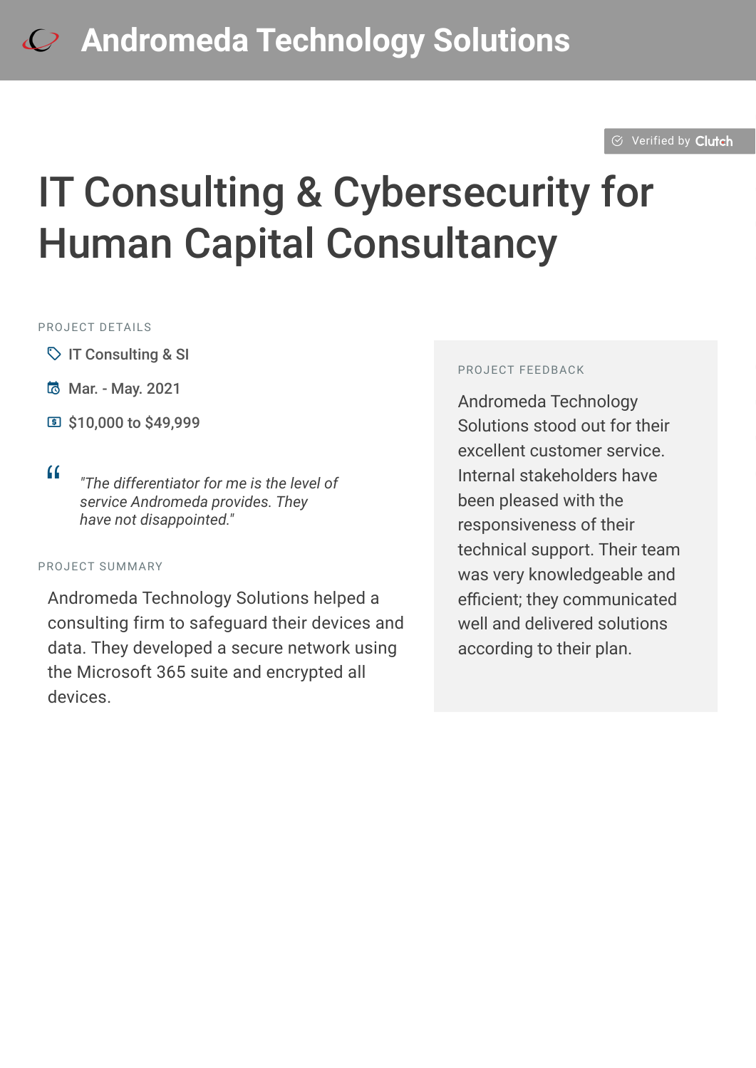# Andromeda Technology Solutions

Verified by Clutch

## IT Consulting & Cybersecurity for Human Capital Consultancy

PROJECT DETAILS

- IT Consulting & SI
- Mar. - May. 2021
- $10,000 to $49,999

> *"The differentiator for me is the level of service Andromeda provides. They have not disappointed."*

PROJECT SUMMARY

Andromeda Technology Solutions helped a consulting firm to safeguard their devices and data. They developed a secure network using the Microsoft 365 suite and encrypted all devices.

PROJECT FEEDBACK

Andromeda Technology Solutions stood out for their excellent customer service. Internal stakeholders have been pleased with the responsiveness of their technical support. Their team was very knowledgeable and efficient; they communicated well and delivered solutions according to their plan.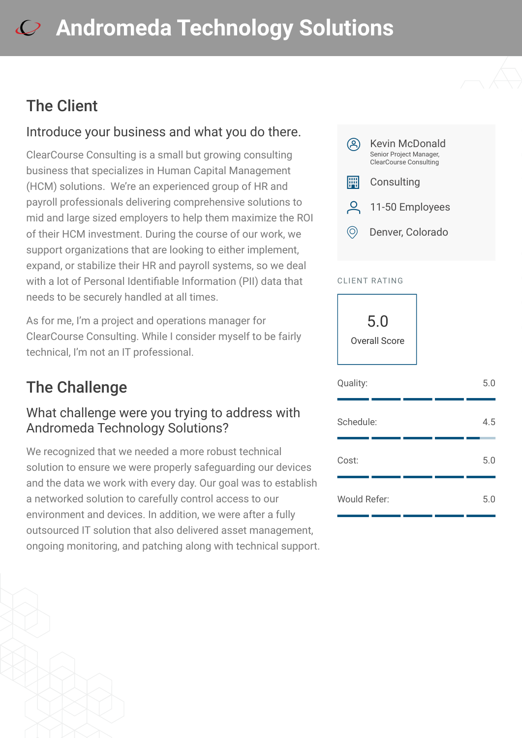# Andromeda Technology Solutions

## The Client

### Introduce your business and what you do there.

ClearCourse Consulting is a small but growing consulting business that specializes in Human Capital Management (HCM) solutions. We're an experienced group of HR and payroll professionals delivering comprehensive solutions to mid and large sized employers to help them maximize the ROI of their HCM investment. During the course of our work, we support organizations that are looking to either implement, expand, or stabilize their HR and payroll systems, so we deal with a lot of Personal Identifiable Information (PII) data that needs to be securely handled at all times.

As for me, I'm a project and operations manager for ClearCourse Consulting. While I consider myself to be fairly technical, I'm not an IT professional.

Kevin McDonald
Senior Project Manager, ClearCourse Consulting

Consulting

11-50 Employees

Denver, Colorado

CLIENT RATING

5.0
Overall Score

| | |
|---|---|
| Quality: | 5.0 |
| Schedule: | 4.5 |
| Cost: | 5.0 |
| Would Refer: | 5.0 |

## The Challenge

### What challenge were you trying to address with Andromeda Technology Solutions?

We recognized that we needed a more robust technical solution to ensure we were properly safeguarding our devices and the data we work with every day. Our goal was to establish a networked solution to carefully control access to our environment and devices. In addition, we were after a fully outsourced IT solution that also delivered asset management, ongoing monitoring, and patching along with technical support.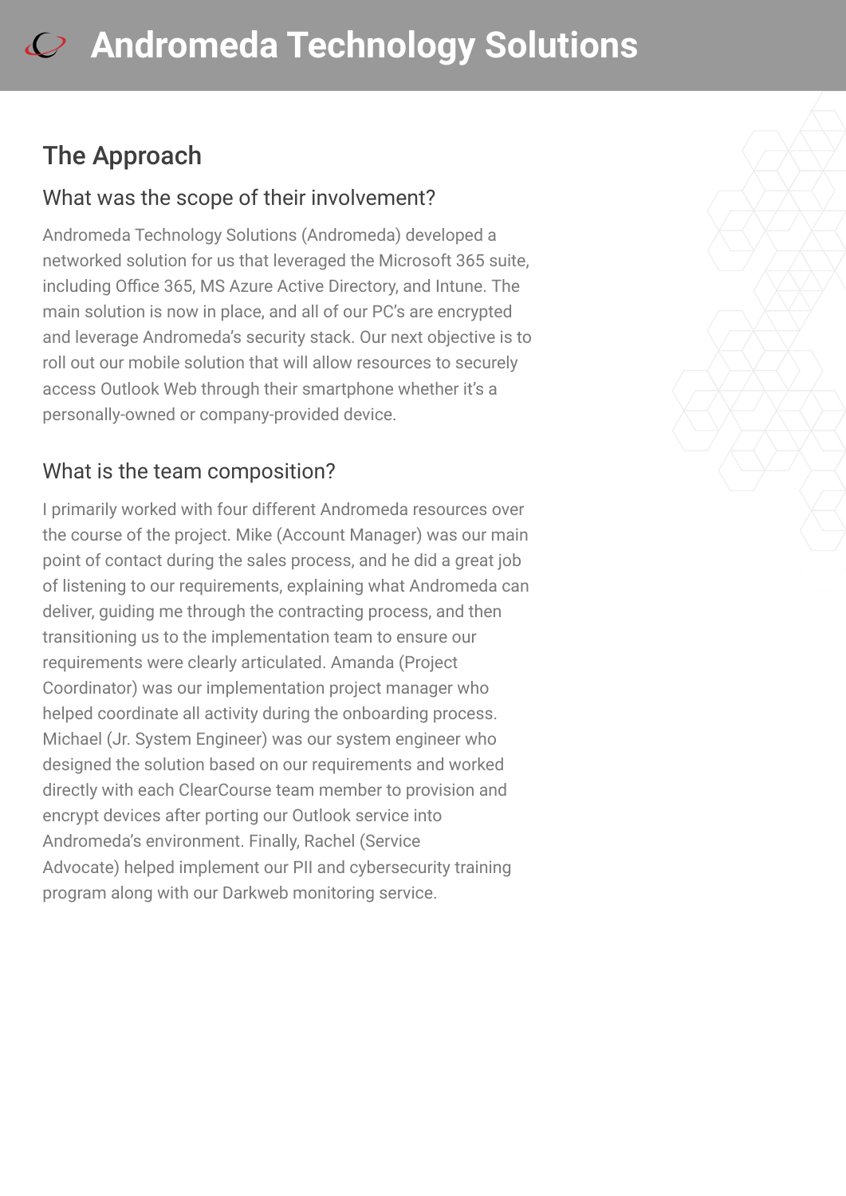## The Approach

### What was the scope of their involvement?

Andromeda Technology Solutions (Andromeda) developed a networked solution for us that leveraged the Microsoft 365 suite, including Office 365, MS Azure Active Directory, and Intune. The main solution is now in place, and all of our PC's are encrypted and leverage Andromeda's security stack. Our next objective is to roll out our mobile solution that will allow resources to securely access Outlook Web through their smartphone whether it's a personally-owned or company-provided device.

### What is the team composition?

I primarily worked with four different Andromeda resources over the course of the project. Mike (Account Manager) was our main point of contact during the sales process, and he did a great job of listening to our requirements, explaining what Andromeda can deliver, guiding me through the contracting process, and then transitioning us to the implementation team to ensure our requirements were clearly articulated. Amanda (Project Coordinator) was our implementation project manager who helped coordinate all activity during the onboarding process. Michael (Jr. System Engineer) was our system engineer who designed the solution based on our requirements and worked directly with each ClearCourse team member to provision and encrypt devices after porting our Outlook service into Andromeda's environment. Finally, Rachel (Service Advocate) helped implement our PII and cybersecurity training program along with our Darkweb monitoring service.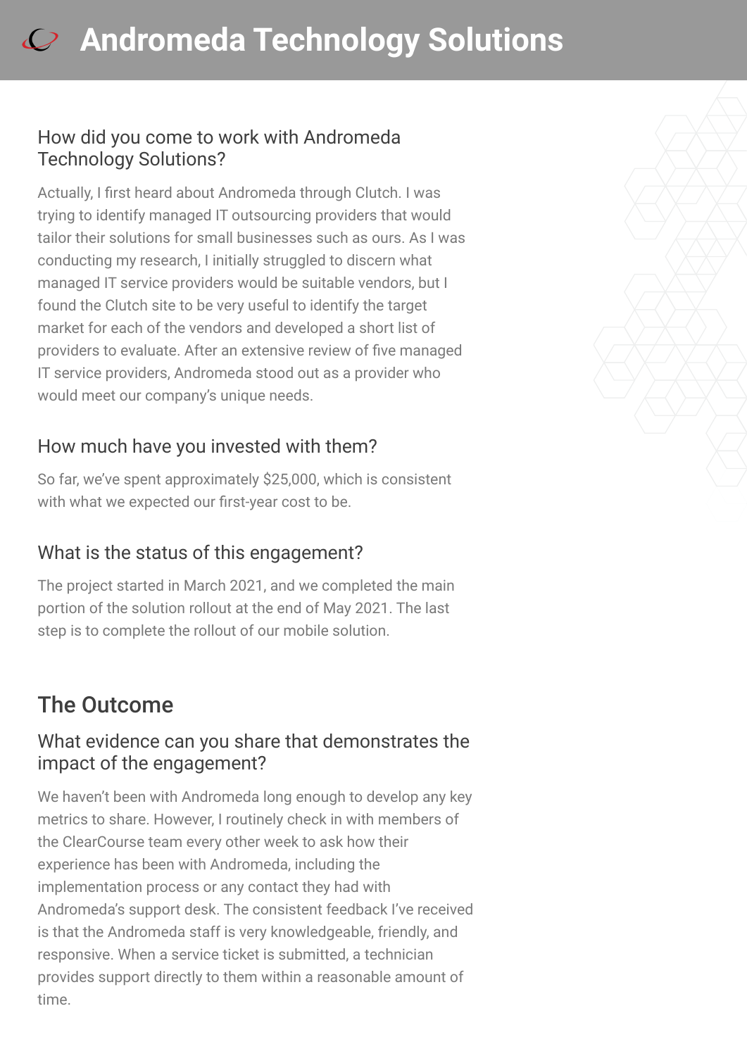## How did you come to work with Andromeda Technology Solutions?

Actually, I first heard about Andromeda through Clutch. I was trying to identify managed IT outsourcing providers that would tailor their solutions for small businesses such as ours. As I was conducting my research, I initially struggled to discern what managed IT service providers would be suitable vendors, but I found the Clutch site to be very useful to identify the target market for each of the vendors and developed a short list of providers to evaluate. After an extensive review of five managed IT service providers, Andromeda stood out as a provider who would meet our company's unique needs.

## How much have you invested with them?

So far, we've spent approximately $25,000, which is consistent with what we expected our first-year cost to be.

## What is the status of this engagement?

The project started in March 2021, and we completed the main portion of the solution rollout at the end of May 2021. The last step is to complete the rollout of our mobile solution.

# The Outcome

## What evidence can you share that demonstrates the impact of the engagement?

We haven't been with Andromeda long enough to develop any key metrics to share. However, I routinely check in with members of the ClearCourse team every other week to ask how their experience has been with Andromeda, including the implementation process or any contact they had with Andromeda's support desk. The consistent feedback I've received is that the Andromeda staff is very knowledgeable, friendly, and responsive. When a service ticket is submitted, a technician provides support directly to them within a reasonable amount of time.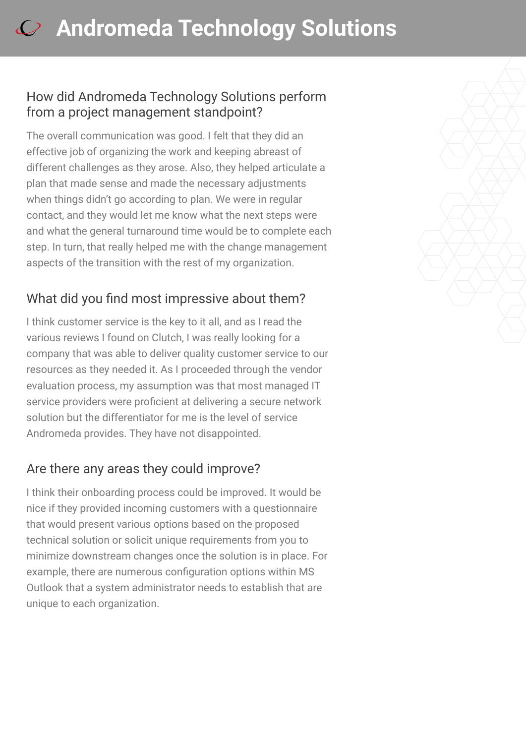# Andromeda Technology Solutions

## How did Andromeda Technology Solutions perform from a project management standpoint?

The overall communication was good. I felt that they did an effective job of organizing the work and keeping abreast of different challenges as they arose. Also, they helped articulate a plan that made sense and made the necessary adjustments when things didn't go according to plan. We were in regular contact, and they would let me know what the next steps were and what the general turnaround time would be to complete each step. In turn, that really helped me with the change management aspects of the transition with the rest of my organization.

## What did you find most impressive about them?

I think customer service is the key to it all, and as I read the various reviews I found on Clutch, I was really looking for a company that was able to deliver quality customer service to our resources as they needed it. As I proceeded through the vendor evaluation process, my assumption was that most managed IT service providers were proficient at delivering a secure network solution but the differentiator for me is the level of service Andromeda provides. They have not disappointed.

## Are there any areas they could improve?

I think their onboarding process could be improved. It would be nice if they provided incoming customers with a questionnaire that would present various options based on the proposed technical solution or solicit unique requirements from you to minimize downstream changes once the solution is in place. For example, there are numerous configuration options within MS Outlook that a system administrator needs to establish that are unique to each organization.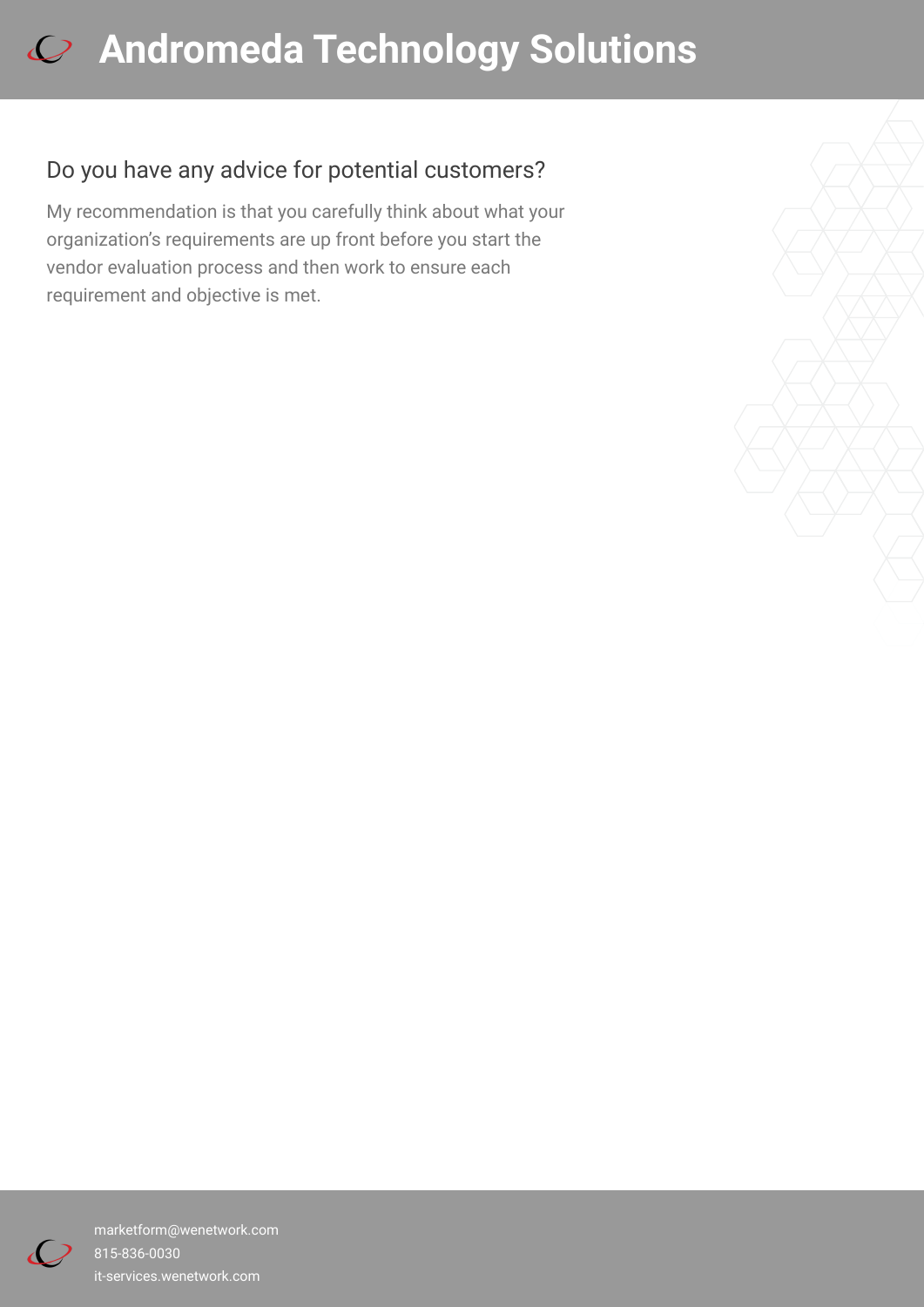## Do you have any advice for potential customers?

My recommendation is that you carefully think about what your organization's requirements are up front before you start the vendor evaluation process and then work to ensure each requirement and objective is met.